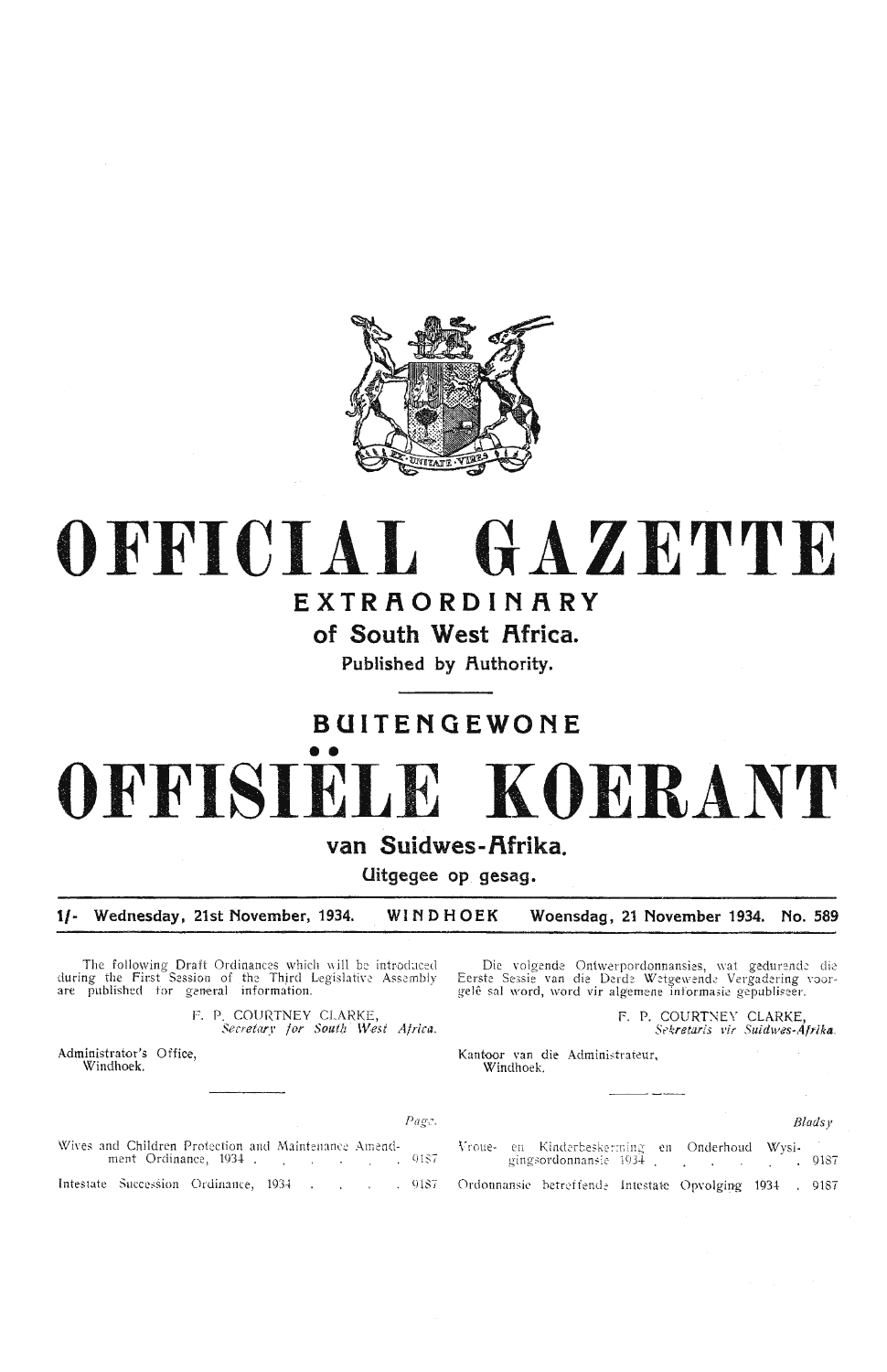# OFFICIAL GAZETTE

## EXTRAORDINARY

### of South West Africa.

Published by Authority.

## BUITENGEWONE

# OFFISIËLE KOERANT

### van Suidwes-Afrika.

Uitgegee op gesag.

1/- Wednesday, 21st November, 1934. WINDHOEK Woensdag, 21 November 1934. No. 589

The following Draft Ordinances which will be introduced during the First Session of the Third Legislative Assembly are published for general information.

F. P. COURTNEY CLARKE,
*Secretary for South West Africa.*

Administrator's Office,
Windhoek.

Die volgende Ontwerpordonnansies, wat gedurende die Eerste Sessie van die Derde Wetgewende Vergadering voorgelê sal word, word vir algemene informasie gepubliseer.

F. P. COURTNEY CLARKE,
*Sekretaris vir Suidwes-Afrika.*

Kantoor van die Administrateur,
Windhoek.

| | Page. |
|---|---|
| Wives and Children Protection and Maintenance Amendment Ordinance, 1934 | 9187 |
| Intestate Succession Ordinance, 1934 | 9187 |

| | Bladsy |
|---|---|
| Vroue- en Kinderbeskerming en Onderhoud Wysigingsordonnansie 1934 | 9187 |
| Ordonnansie betreffende Intestate Opvolging 1934 | 9187 |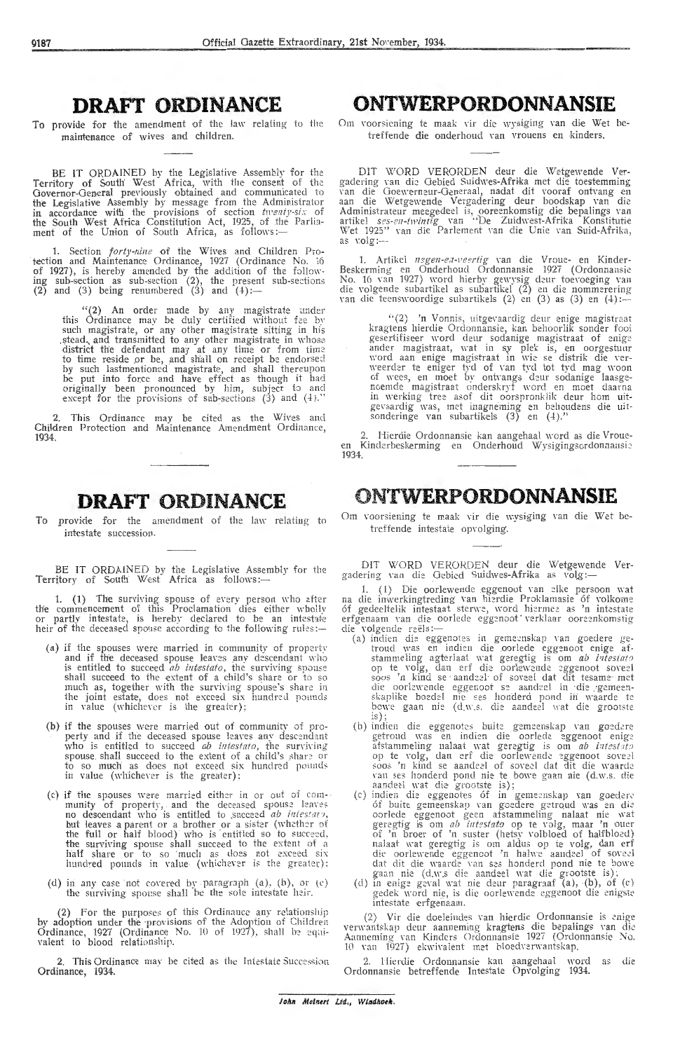# DRAFT ORDINANCE

To provide for the amendment of the law relating to the maintenance of wives and children.

BE IT ORDAINED by the Legislative Assembly for the Territory of South West Africa, with the consent of the Governor-General previously obtained and communicated to the Legislative Assembly by message from the Administrator in accordance with the provisions of section *twenty-six* of the South West Africa Constitution Act, 1925, of the Parliament of the Union of South Africa, as follows:—

1. Section *forty-nine* of the Wives and Children Protection and Maintenance Ordinance, 1927 (Ordinance No. 16 of 1927), is hereby amended by the addition of the following sub-section as sub-section (2), the present sub-sections (2) and (3) being renumbered (3) and (4):—

> "(2) An order made by any magistrate under this Ordinance may be duly certified without fee by such magistrate, or any other magistrate sitting in his stead, and transmitted to any other magistrate in whose district the defendant may at any time or from time to time reside or be, and shall on receipt be endorsed by such lastmentioned magistrate, and shall thereupon be put into force and have effect as though it had originally been pronounced by him, subject to and except for the provisions of sub-sections (3) and (4)."

2. This Ordinance may be cited as the Wives and Children Protection and Maintenance Amendment Ordinance, 1934.

# ONTWERPORDONNANSIE

Om voorsiening te maak vir die wysiging van die Wet betreffende die onderhoud van vrouens en kinders.

DIT WORD VERORDEN deur die Wetgewende Vergadering van die Gebied Suidwes-Afrika met die toestemming van die Goewerneur-Generaal, nadat dit vooraf ontvang en aan die Wetgewende Vergadering deur boodskap van die Administrateur meegedeel is, ooreenkomstig die bepalings van artikel *ses-en-twintig* van "De Zuidwest-Afrika Konstitutie Wet 1925" van die Parlement van die Unie van Suid-Afrika, as volg:—

1. Artikel *negen-en-veertig* van die Vroue- en Kinder-Beskerming en Onderhoud Ordonnansie 1927 (Ordonnansie No. 16 van 1927) word hierby gewysig deur toevoeging van die volgende subartikel as subartikel (2) en die nommerering van die teenswoordige subartikels (2) en (3) as (3) en (4):—

> "(2) 'n Vonnis, uitgevaardig deur enige magistraat kragtens hierdie Ordonnansie, kan behoorlik sonder fooi gesertifiseer word deur sodanige magistraat of enige ander magistraat, wat in sy plek is, en oorgestuur word aan enige magistraat in wie se distrik die verweerder te eniger tyd of van tyd tot tyd mag woon of wees, en moet by ontvangs deur sodanige laasgenoemde magistraat onderskryf word en moet daarna in werking tree asof dit oorspronklik deur hom uitgevaardig was, met inagneming en behoudens die uitsonderinge van subartikels (3) en (4)."

2. Hierdie Ordonnansie kan aangehaal word as die Vroue- en Kinderbeskerming en Onderhoud Wysigingsordonnansie 1934.

# DRAFT ORDINANCE

To provide for the amendment of the law relating to intestate succession.

BE IT ORDAINED by the Legislative Assembly for the Territory of South West Africa as follows:—

1. (1) The surviving spouse of every person who after the commencement of this Proclamation dies either wholly or partly intestate, is hereby declared to be an intestate heir of the deceased spouse according to the following rules:—

(a) if the spouses were married in community of property and if the deceased spouse leaves any descendant who is entitled to succeed *ab intestato*, the surviving spouse shall succeed to the extent of a child's share or to so much as, together with the surviving spouse's share in the joint estate, does not exceed six hundred pounds in value (whichever is the greater);

(b) if the spouses were married out of community of property and if the deceased spouse leaves any descendant who is entitled to succeed *ab intestato*, the surviving spouse shall succeed to the extent of a child's share or to so much as does not exceed six hundred pounds in value (whichever is the greater);

(c) if the spouses were married either in or out of community of property, and the deceased spouse leaves no descendant who is entitled to succeed *ab intestato*, but leaves a parent or a brother or a sister (whether of the full or half blood) who is entitled so to succeed, the surviving spouse shall succeed to the extent of a half share or to so much as does not exceed six hundred pounds in value (whichever is the greater);

(d) in any case not covered by paragraph (a), (b), or (c) the surviving spouse shall be the sole intestate heir.

(2) For the purposes of this Ordinance any relationship by adoption under the provisions of the Adoption of Children Ordinance, 1927 (Ordinance No. 10 of 1927), shall be equivalent to blood relationship.

2. This Ordinance may be cited as the Intestate Succession Ordinance, 1934.

# ONTWERPORDONNANSIE

Om voorsiening te maak vir die wysiging van die Wet betreffende intestate opvolging.

DIT WORD VERORDEN deur die Wetgewende Vergadering van die Gebied Suidwes-Afrika as volg:—

1. (1) Die oorlewende eggenoot van elke persoon wat na die inwerkingtreding van hierdie Proklamasie óf volkome óf gedeeltelik intestaat sterwe, word hiermee as 'n intestate erfgenaam van die oorlede eggenoot verklaar ooreenkomstig die volgende reëls:—

(a) indien die eggenotes in gemeenskap van goedere getroud was en indien die oorlede eggenoot enige afstammeling agterlaat wat geregtig is om *ab intestato* op te volg, dan erf die oorlewende eggenoot soveel soos 'n kind se aandeel of soveel dat dit tesame met die oorlewende eggenoot se aandeel in die gemeenskaplike boedel nie ses honderd pond in waarde te bowe gaan nie (d.w.s. die aandeel wat die grootste is);

(b) indien die eggenotes buite gemeenskap van goedere getroud was en indien die oorlede eggenoot enige afstammeling nalaat wat geregtig is om *ab intestato* op te volg, dan erf die oorlewende eggenoot soveel soos 'n kind se aandeel of soveel dat dit die waarde van ses honderd pond nie te bowe gaan nie (d.w.s. die aandeel wat die grootste is);

(c) indien die eggenotes óf in gemeenskap van goedere óf buite gemeenskap van goedere getroud was en die oorlede eggenoot geen afstammeling nalaat nie wat geregtig is om *ab intestato* op te volg, maar 'n ouer of 'n broer of 'n suster (hetsy volbloed of halfbloed) nalaat wat geregtig is om aldus op te volg, dan erf die oorlewende eggenoot 'n halwe aandeel of soveel dat dit die waarde van ses honderd pond nie te bowe gaan nie (d.w.s die aandeel wat die grootste is);

(d) in enige geval wat nie deur paragraaf (a), (b), of (c) gedek word nie, is die oorlewende eggenoot die enigste intestate erfgenaam.

(2) Vir die doeleindes van hierdie Ordonnansie is enige verwantskap deur aanneming kragtens die bepalings van die Aanneming van Kinders Ordonnansie 1927 (Ordonnansie No. 10 van 1927) ekwivalent met bloedverwantskap.

2. Hierdie Ordonnansie kan aangehaal word as die Ordonnansie betreffende Intestate Opvolging 1934.

*John Meinert Ltd., Windhoek.*